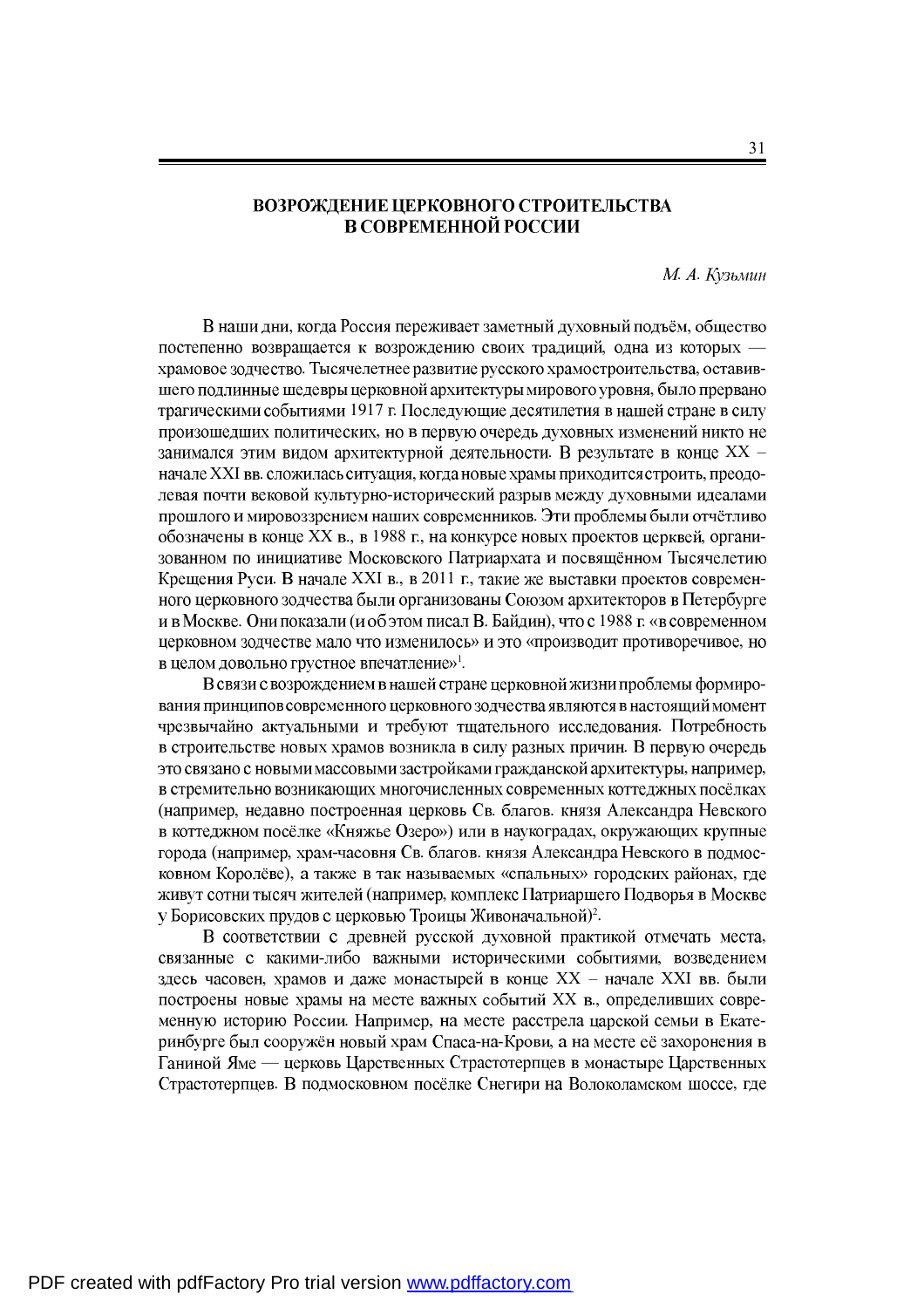# ВОЗРОЖДЕНИЕ ЦЕРКОВНОГО СТРОИТЕЛЬСТВА В СОВРЕМЕННОЙ РОССИИ

*М. А. Кузьмин*

В наши дни, когда Россия переживает заметный духовный подъём, общество постепенно возвращается к возрождению своих традиций, одна из которых — храмовое зодчество. Тысячелетнее развитие русского храмостроительства, оставившего подлинные шедевры церковной архитектуры мирового уровня, было прервано трагическими событиями 1917 г. Последующие десятилетия в нашей стране в силу произошедших политических, но в первую очередь духовных изменений никто не занимался этим видом архитектурной деятельности. В результате в конце XX – начале XXI вв. сложилась ситуация, когда новые храмы приходится строить, преодолевая почти вековой культурно-исторический разрыв между духовными идеалами прошлого и мировоззрением наших современников. Эти проблемы были отчётливо обозначены в конце XX в., в 1988 г., на конкурсе новых проектов церквей, организованном по инициативе Московского Патриархата и посвящённом Тысячелетию Крещения Руси. В начале XXI в., в 2011 г., такие же выставки проектов современного церковного зодчества были организованы Союзом архитекторов в Петербурге и в Москве. Они показали (и об этом писал В. Байдин), что с 1988 г. «в современном церковном зодчестве мало что изменилось» и это «производит противоречивое, но в целом довольно грустное впечатление»[1].

В связи с возрождением в нашей стране церковной жизни проблемы формирования принципов современного церковного зодчества являются в настоящий момент чрезвычайно актуальными и требуют тщательного исследования. Потребность в строительстве новых храмов возникла в силу разных причин. В первую очередь это связано с новыми массовыми застройками гражданской архитектуры, например, в стремительно возникающих многочисленных современных коттеджных посёлках (например, недавно построенная церковь Св. благов. князя Александра Невского в коттеджном посёлке «Княжье Озеро») или в наукоградах, окружающих крупные города (например, храм-часовня Св. благов. князя Александра Невского в подмосковном Королёве), а также в так называемых «спальных» городских районах, где живут сотни тысяч жителей (например, комплекс Патриаршего Подворья в Москве у Борисовских прудов с церковью Троицы Живоначальной)[2].

В соответствии с древней русской духовной практикой отмечать места, связанные с какими-либо важными историческими событиями, возведением здесь часовен, храмов и даже монастырей в конце XX – начале XXI вв. были построены новые храмы на месте важных событий XX в., определивших современную историю России. Например, на месте расстрела царской семьи в Екатеринбурге был сооружён новый храм Спаса-на-Крови, а на месте её захоронения в Ганиной Яме — церковь Царственных Страстотерпцев в монастыре Царственных Страстотерпцев. В подмосковном посёлке Снегири на Волоколамском шоссе, где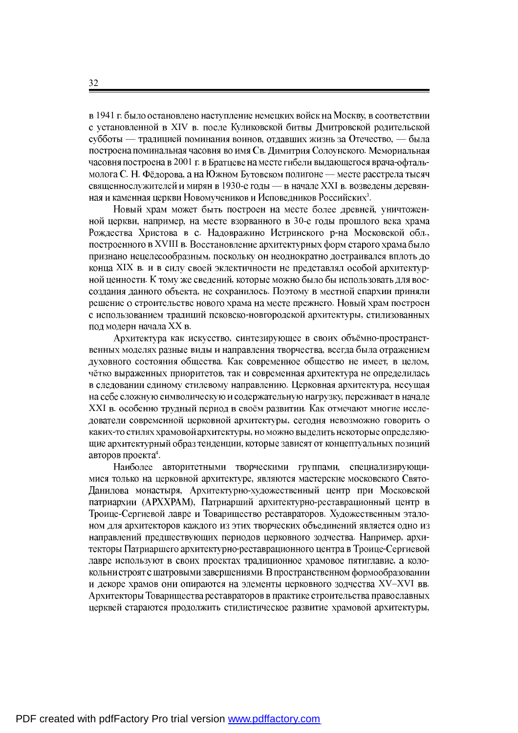в 1941 г. было остановлено наступление немецких войск на Москву, в соответствии с установленной в XIV в. после Куликовской битвы Дмитровской родительской субботы — традицией поминания воинов, отдавших жизнь за Отечество, — была построена поминальная часовня во имя Св. Димитрия Солоунского. Мемориальная часовня построена в 2001 г. в Братцеве на месте гибели выдающегося врача-офтальмолога С. Н. Фёдорова, а на Южном Бутовском полигоне — месте расстрела тысяч священнослужителей и мирян в 1930-е годы — в начале XXI в. возведены деревянная и каменная церкви Новомучеников и Исповедников Российских[3].

Новый храм может быть построен на месте более древней, уничтоженной церкви, например, на месте взорванного в 30-е годы прошлого века храма Рождества Христова в с. Надовражино Истринского р-на Московской обл., построенного в XVIII в. Восстановление архитектурных форм старого храма было признано нецелесообразным, поскольку он неоднократно достраивался вплоть до конца XIX в. и в силу своей эклектичности не представлял особой архитектурной ценности. К тому же сведений, которые можно было бы использовать для воссоздания данного объекта, не сохранилось. Поэтому в местной епархии приняли решение о строительстве нового храма на месте прежнего. Новый храм построен с использованием традиций псковско-новгородской архитектуры, стилизованных под модерн начала XX в.

Архитектура как искусство, синтезирующее в своих объёмно-пространственных моделях разные виды и направления творчества, всегда была отражением духовного состояния общества. Как современное общество не имеет, в целом, чётко выраженных приоритетов, так и современная архитектура не определилась в следовании единому стилевому направлению. Церковная архитектура, несущая на себе сложную символическую и содержательную нагрузку, переживает в начале XXI в. особенно трудный период в своём развитии. Как отмечают многие исследователи современной церковной архитектуры, сегодня невозможно говорить о каких-то стилях храмовой архитектуры, но можно выделить некоторые определяющие архитектурный образ тенденции, которые зависят от концептуальных позиций авторов проекта[4].

Наиболее авторитетными творческими группами, специализирующимися только на церковной архитектуре, являются мастерские московского Свято-Данилова монастыря, Архитектурно-художественный центр при Московской патриархии (АРХХРАМ), Патриарший архитектурно-реставрационный центр в Троице-Сергиевой лавре и Товарищество реставраторов. Художественным эталоном для архитекторов каждого из этих творческих объединений является одно из направлений предшествующих периодов церковного зодчества. Например, архитекторы Патриаршего архитектурно-реставрационного центра в Троице-Сергиевой лавре используют в своих проектах традиционное храмовое пятиглавие, а колокольни строят с шатровыми завершениями. В пространственном формообразовании и декоре храмов они опираются на элементы церковного зодчества XV–XVI вв. Архитекторы Товарищества реставраторов в практике строительства православных церквей стараются продолжить стилистическое развитие храмовой архитектуры,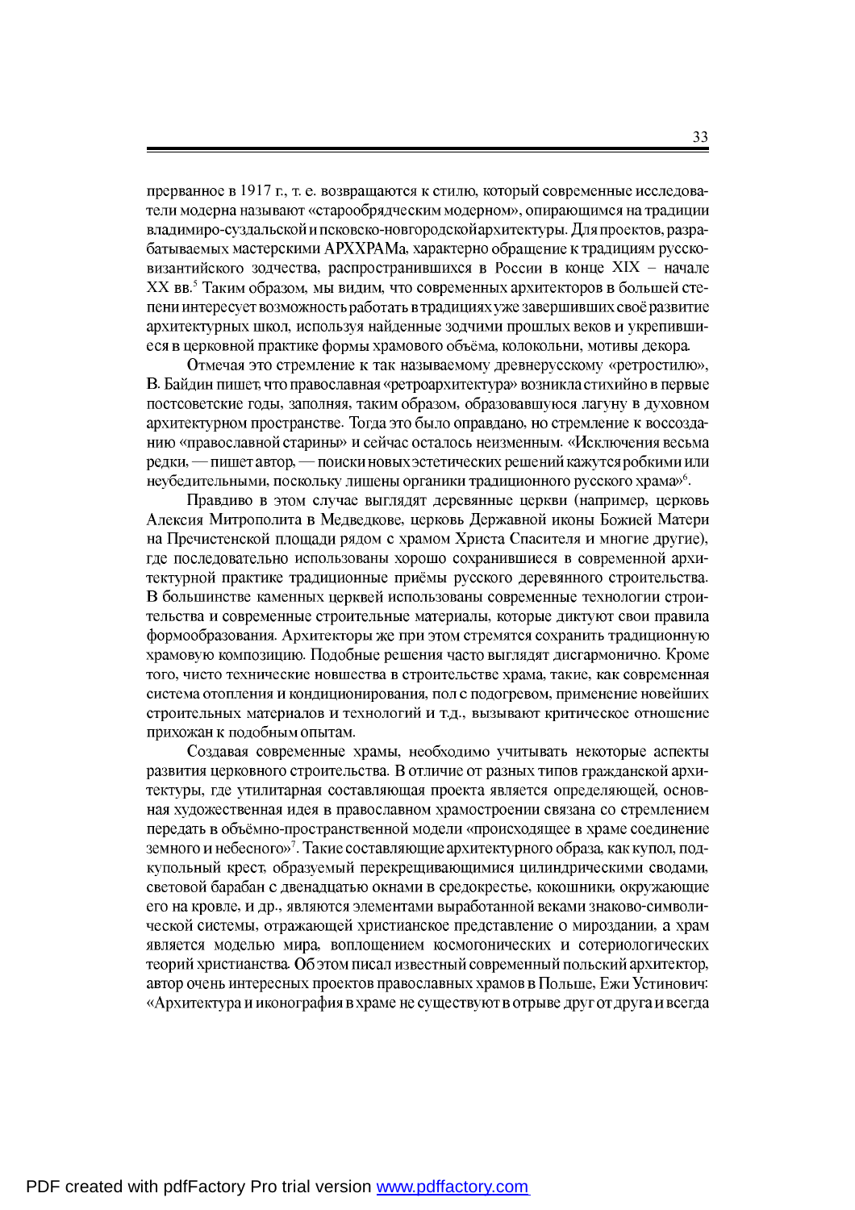прерванное в 1917 г., т. е. возвращаются к стилю, который современные исследователи модерна называют «старообрядческим модерном», опирающимся на традиции владимиро-суздальской и псковско-новгородской архитектуры. Для проектов, разрабатываемых мастерскими АРХХРАМа, характерно обращение к традициям русско-византийского зодчества, распространившихся в России в конце XIX – начале XX вв.[5] Таким образом, мы видим, что современных архитекторов в большей степени интересует возможность работать в традициях уже завершивших своё развитие архитектурных школ, используя найденные зодчими прошлых веков и укрепившиеся в церковной практике формы храмового объёма, колокольни, мотивы декора.

Отмечая это стремление к так называемому древнерусскому «ретростилю», В. Байдин пишет, что православная «ретроархитектура» возникла стихийно в первые постсоветские годы, заполняя, таким образом, образовавшуюся лагуну в духовном архитектурном пространстве. Тогда это было оправдано, но стремление к воссозданию «православной старины» и сейчас осталось неизменным. «Исключения весьма редки, — пишет автор, — поиски новых эстетических решений кажутся робкими или неубедительными, поскольку лишены органики традиционного русского храма»[6].

Правдиво в этом случае выглядят деревянные церкви (например, церковь Алексия Митрополита в Медведкове, церковь Державной иконы Божией Матери на Пречистенской площади рядом с храмом Христа Спасителя и многие другие), где последовательно использованы хорошо сохранившиеся в современной архитектурной практике традиционные приёмы русского деревянного строительства. В большинстве каменных церквей использованы современные технологии строительства и современные строительные материалы, которые диктуют свои правила формообразования. Архитекторы же при этом стремятся сохранить традиционную храмовую композицию. Подобные решения часто выглядят дисгармонично. Кроме того, чисто технические новшества в строительстве храма, такие, как современная система отопления и кондиционирования, пол с подогревом, применение новейших строительных материалов и технологий и т.д., вызывают критическое отношение прихожан к подобным опытам.

Создавая современные храмы, необходимо учитывать некоторые аспекты развития церковного строительства. В отличие от разных типов гражданской архитектуры, где утилитарная составляющая проекта является определяющей, основная художественная идея в православном храмостроении связана со стремлением передать в объёмно-пространственной модели «происходящее в храме соединение земного и небесного»[7]. Такие составляющие архитектурного образа, как купол, подкупольный крест, образуемый перекрещивающимися цилиндрическими сводами, световой барабан с двенадцатью окнами в средокрестье, кокошники, окружающие его на кровле, и др., являются элементами выработанной веками знаково-символической системы, отражающей христианское представление о мироздании, а храм является моделью мира, воплощением космогонических и сотериологических теорий христианства. Об этом писал известный современный польский архитектор, автор очень интересных проектов православных храмов в Польше, Ежи Устинович: «Архитектура и иконография в храме не существуют в отрыве друг от друга и всегда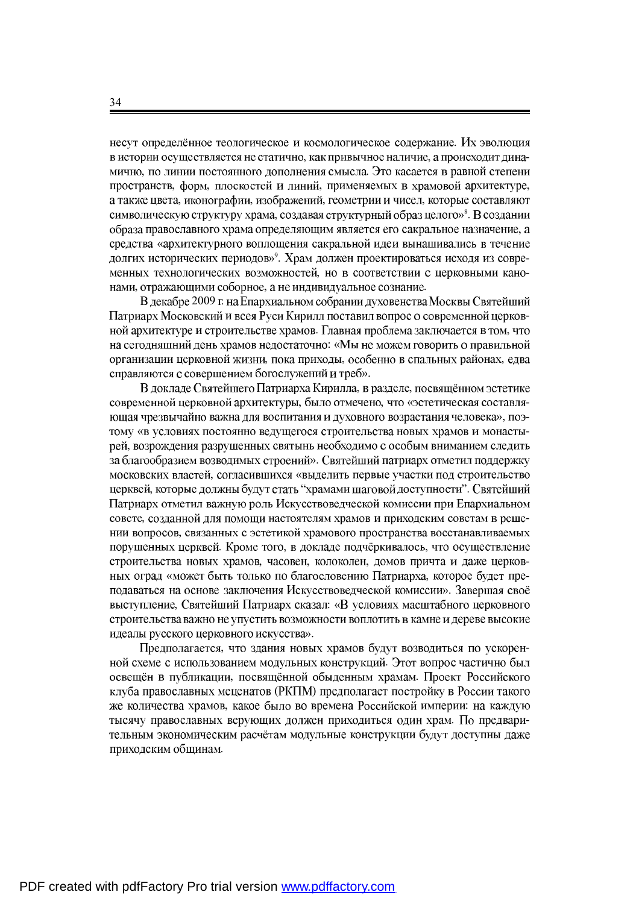несут определённое теологическое и космологическое содержание. Их эволюция в истории осуществляется не статично, как привычное наличие, а происходит динамично, по линии постоянного дополнения смысла. Это касается в равной степени пространств, форм, плоскостей и линий, применяемых в храмовой архитектуре, а также цвета, иконографии, изображений, геометрии и чисел, которые составляют символическую структуру храма, создавая структурный образ целого»[8]. В создании образа православного храма определяющим является его сакральное назначение, а средства «архитектурного воплощения сакральной идеи вынашивались в течение долгих исторических периодов»[9]. Храм должен проектироваться исходя из современных технологических возможностей, но в соответствии с церковными канонами, отражающими соборное, а не индивидуальное сознание.

В декабре 2009 г. на Епархиальном собрании духовенства Москвы Святейший Патриарх Московский и всея Руси Кирилл поставил вопрос о современной церковной архитектуре и строительстве храмов. Главная проблема заключается в том, что на сегодняшний день храмов недостаточно: «Мы не можем говорить о правильной организации церковной жизни, пока приходы, особенно в спальных районах, едва справляются с совершением богослужений и треб».

В докладе Святейшего Патриарха Кирилла, в разделе, посвящённом эстетике современной церковной архитектуры, было отмечено, что «эстетическая составляющая чрезвычайно важна для воспитания и духовного возрастания человека», поэтому «в условиях постоянно ведущегося строительства новых храмов и монастырей, возрождения разрушенных святынь необходимо с особым вниманием следить за благообразием возводимых строений». Святейший патриарх отметил поддержку московских властей, согласившихся «выделить первые участки под строительство церквей, которые должны будут стать "храмами шаговой доступности"». Святейший Патриарх отметил важную роль Искусствоведческой комиссии при Епархиальном совете, созданной для помощи настоятелям храмов и приходским советам в решении вопросов, связанных с эстетикой храмового пространства восстанавливаемых порушенных церквей. Кроме того, в докладе подчёркивалось, что осуществление строительства новых храмов, часовен, колоколен, домов причта и даже церковных оград «может быть только по благословению Патриарха, которое будет преподаваться на основе заключения Искусствоведческой комиссии». Завершая своё выступление, Святейший Патриарх сказал: «В условиях масштабного церковного строительства важно не упустить возможности воплотить в камне и дереве высокие идеалы русского церковного искусства».

Предполагается, что здания новых храмов будут возводиться по ускоренной схеме с использованием модульных конструкций. Этот вопрос частично был освещён в публикации, посвящённой обыденным храмам. Проект Российского клуба православных меценатов (РКПМ) предполагает постройку в России такого же количества храмов, какое было во времена Российской империи: на каждую тысячу православных верующих должен приходиться один храм. По предварительным экономическим расчётам модульные конструкции будут доступны даже приходским общинам.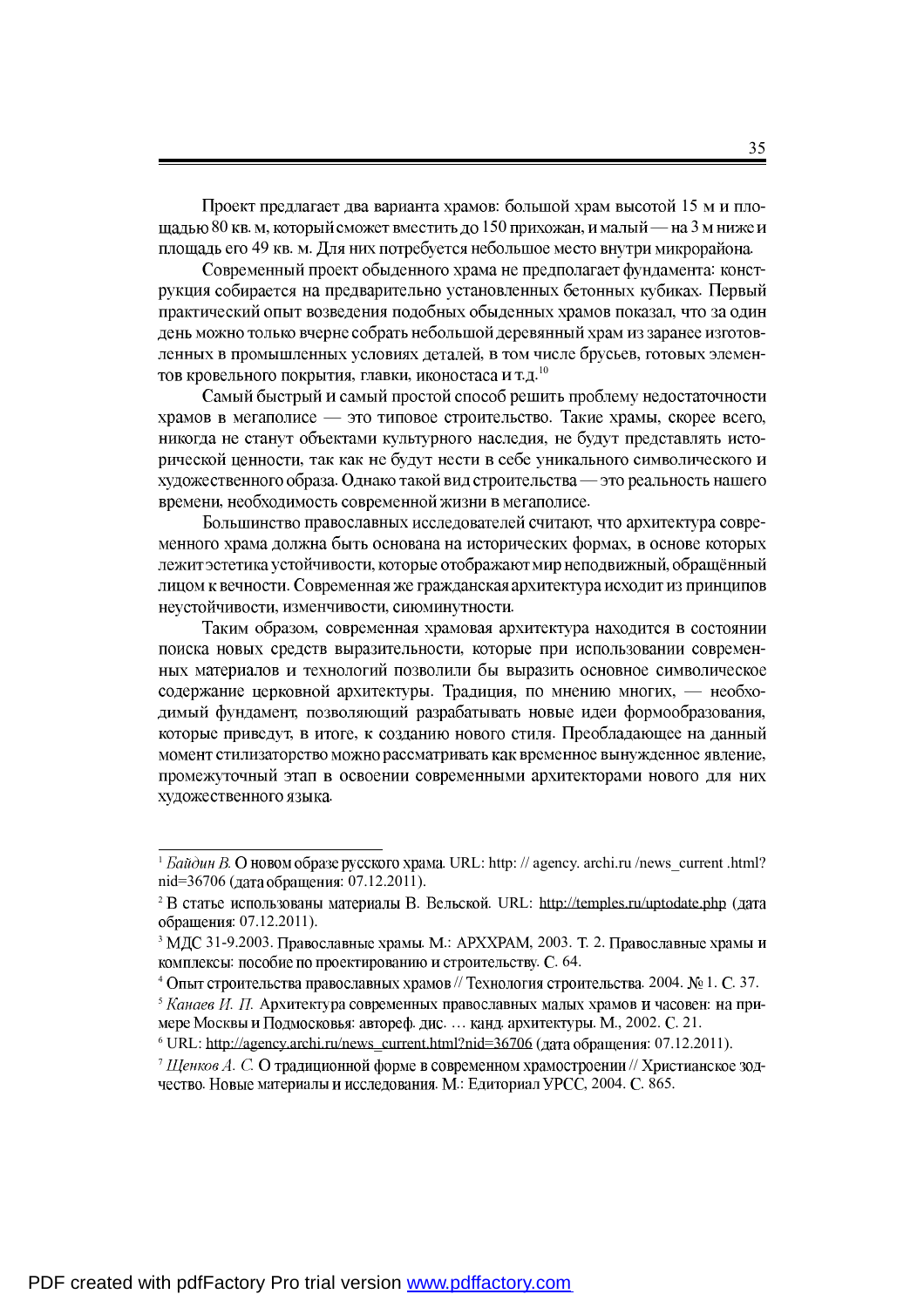Проект предлагает два варианта храмов: большой храм высотой 15 м и площадью 80 кв. м, который сможет вместить до 150 прихожан, и малый — на 3 м ниже и площадь его 49 кв. м. Для них потребуется небольшое место внутри микрорайона.

Современный проект обыденного храма не предполагает фундамента: конструкция собирается на предварительно установленных бетонных кубиках. Первый практический опыт возведения подобных обыденных храмов показал, что за один день можно только вчерне собрать небольшой деревянный храм из заранее изготовленных в промышленных условиях деталей, в том числе брусьев, готовых элементов кровельного покрытия, главки, иконостаса и т.д.[10]

Самый быстрый и самый простой способ решить проблему недостаточности храмов в мегаполисе — это типовое строительство. Такие храмы, скорее всего, никогда не станут объектами культурного наследия, не будут представлять исторической ценности, так как не будут нести в себе уникального символического и художественного образа. Однако такой вид строительства — это реальность нашего времени, необходимость современной жизни в мегаполисе.

Большинство православных исследователей считают, что архитектура современного храма должна быть основана на исторических формах, в основе которых лежит эстетика устойчивости, которые отображают мир неподвижный, обращённый лицом к вечности. Современная же гражданская архитектура исходит из принципов неустойчивости, изменчивости, сиюминутности.

Таким образом, современная храмовая архитектура находится в состоянии поиска новых средств выразительности, которые при использовании современных материалов и технологий позволили бы выразить основное символическое содержание церковной архитектуры. Традиция, по мнению многих, — необходимый фундамент, позволяющий разрабатывать новые идеи формообразования, которые приведут, в итоге, к созданию нового стиля. Преобладающее на данный момент стилизаторство можно рассматривать как временное вынужденное явление, промежуточный этап в освоении современными архитекторами нового для них художественного языка.

---

[1] *Байдин В.* О новом образе русского храма. URL: http: // agency. archi.ru /news_current .html?nid=36706 (дата обращения: 07.12.2011).

[2] В статье использованы материалы В. Вельской. URL: http://temples.ru/uptodate.php (дата обращения: 07.12.2011).

[3] МДС 31-9.2003. Православные храмы. М.: АРХХРАМ, 2003. Т. 2. Православные храмы и комплексы: пособие по проектированию и строительству. С. 64.

[4] Опыт строительства православных храмов // Технология строительства. 2004. № 1. С. 37.

[5] *Канаев И. П.* Архитектура современных православных малых храмов и часовен: на примере Москвы и Подмосковья: автореф. дис. … канд. архитектуры. М., 2002. С. 21.

[6] URL: http://agency.archi.ru/news_current.html?nid=36706 (дата обращения: 07.12.2011).

[7] *Щенков А. С.* О традиционной форме в современном храмостроении // Христианское зодчество. Новые материалы и исследования. М.: Едиториал УРСС, 2004. С. 865.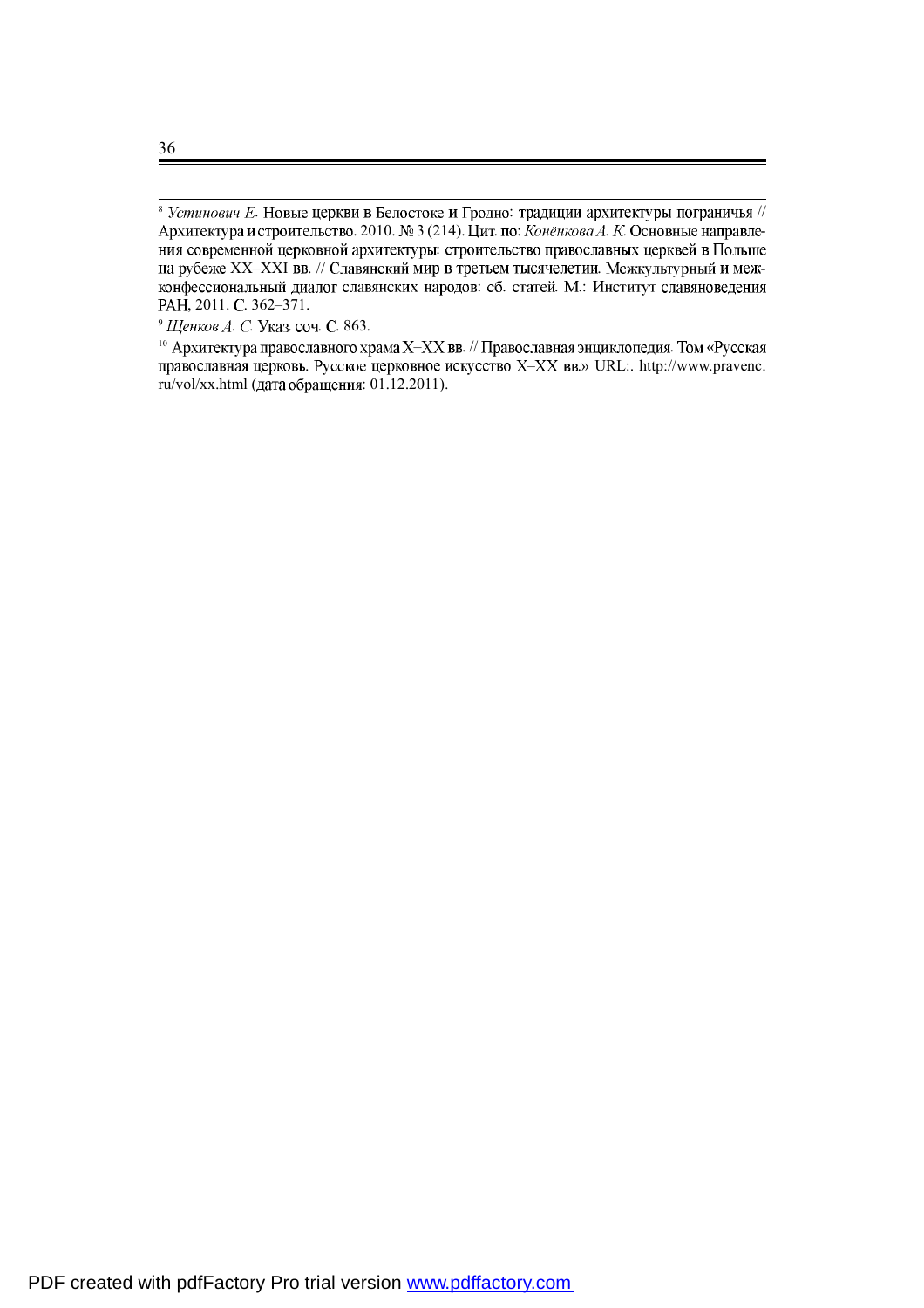[8] *Устинович Е.* Новые церкви в Белостоке и Гродно: традиции архитектуры пограничья // Архитектура и строительство. 2010. № 3 (214). Цит. по: *Конёнкова А. К.* Основные направления современной церковной архитектуры: строительство православных церквей в Польше на рубеже XX–XXI вв. // Славянский мир в третьем тысячелетии. Межкультурный и межконфессиональный диалог славянских народов: сб. статей. М.: Институт славяноведения РАН, 2011. С. 362–371.

[9] *Щенков А. С.* Указ. соч. С. 863.

[10] Архитектура православного храма X–XX вв. // Православная энциклопедия. Том «Русская православная церковь. Русское церковное искусство X–XX вв.» URL:. http://www.pravenc.ru/vol/xx.html (дата обращения: 01.12.2011).